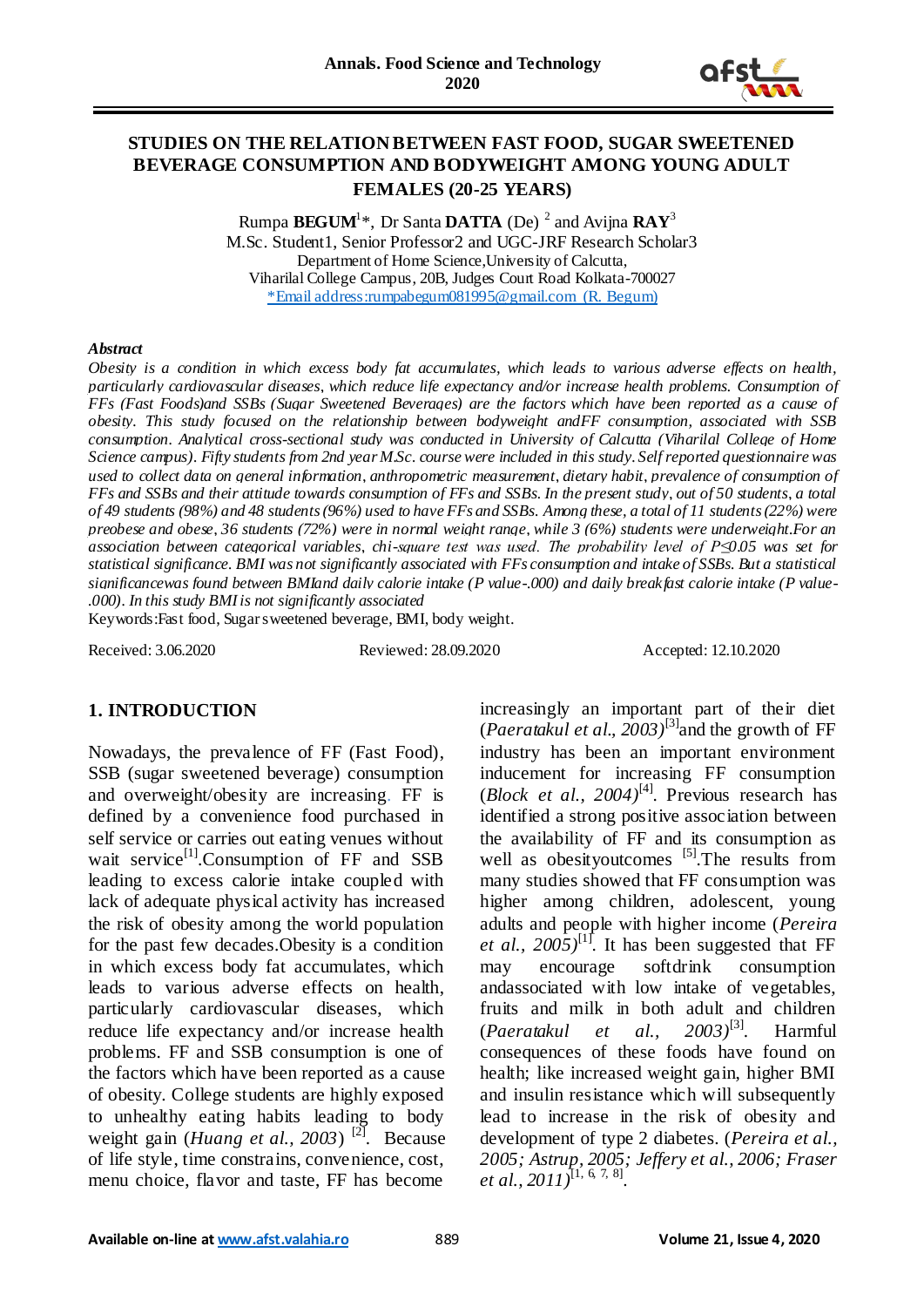# STUDIES ON THE RELATION BETWEEN FAST FOOD, SUGAR SWEETENED BEVERAGE CONSUMPTION AND BODYWEIGHT AMONG YOUNG ADULT FEMALES (20-25 YEARS)

Rumpa **BEGUM**[1]*, Dr Santa **DATTA** (De) [2] and Avijna **RAY**[3]
M.Sc. Student1, Senior Professor2 and UGC-JRF Research Scholar3
Department of Home Science,University of Calcutta,
Viharilal College Campus, 20B, Judges Court Road Kolkata-700027
*Email address:rumpabegum081995@gmail.com (R. Begum)

### *Abstract*

*Obesity is a condition in which excess body fat accumulates, which leads to various adverse effects on health, particularly cardiovascular diseases, which reduce life expectancy and/or increase health problems. Consumption of FFs (Fast Foods)and SSBs (Sugar Sweetened Beverages) are the factors which have been reported as a cause of obesity. This study focused on the relationship between bodyweight andFF consumption, associated with SSB consumption. Analytical cross-sectional study was conducted in University of Calcutta (Viharilal College of Home Science campus). Fifty students from 2nd year M.Sc. course were included in this study. Self reported questionnaire was used to collect data on general information, anthropometric measurement, dietary habit, prevalence of consumption of FFs and SSBs and their attitude towards consumption of FFs and SSBs. In the present study, out of 50 students, a total of 49 students (98%) and 48 students (96%) used to have FFs and SSBs. Among these, a total of 11 students (22%) were preobese and obese, 36 students (72%) were in normal weight range, while 3 (6%) students were underweight.For an association between categorical variables, chi-square test was used. The probability level of P≤0.05 was set for statistical significance. BMI was not significantly associated with FFs consumption and intake of SSBs. But a statistical significancewas found between BMIand daily calorie intake (P value-.000) and daily breakfast calorie intake (P value-.000). In this study BMI is not significantly associated*

Keywords:Fast food, Sugar sweetened beverage, BMI, body weight.

Received: 3.06.2020 Reviewed: 28.09.2020 Accepted: 12.10.2020

## 1. INTRODUCTION

Nowadays, the prevalence of FF (Fast Food), SSB (sugar sweetened beverage) consumption and overweight/obesity are increasing. FF is defined by a convenience food purchased in self service or carries out eating venues without wait service[1].Consumption of FF and SSB leading to excess calorie intake coupled with lack of adequate physical activity has increased the risk of obesity among the world population for the past few decades.Obesity is a condition in which excess body fat accumulates, which leads to various adverse effects on health, particularly cardiovascular diseases, which reduce life expectancy and/or increase health problems. FF and SSB consumption is one of the factors which have been reported as a cause of obesity. College students are highly exposed to unhealthy eating habits leading to body weight gain (*Huang et al., 2003*) [2]. Because of life style, time constrains, convenience, cost, menu choice, flavor and taste, FF has become increasingly an important part of their diet (*Paeratakul et al., 2003*)[3]and the growth of FF industry has been an important environment inducement for increasing FF consumption (*Block et al., 2004*)[4]. Previous research has identified a strong positive association between the availability of FF and its consumption as well as obesityoutcomes [5].The results from many studies showed that FF consumption was higher among children, adolescent, young adults and people with higher income (*Pereira et al., 2005*)[1]. It has been suggested that FF may encourage softdrink consumption andassociated with low intake of vegetables, fruits and milk in both adult and children (*Paeratakul et al., 2003*)[3]. Harmful consequences of these foods have found on health; like increased weight gain, higher BMI and insulin resistance which will subsequently lead to increase in the risk of obesity and development of type 2 diabetes. (*Pereira et al., 2005; Astrup, 2005; Jeffery et al., 2006; Fraser et al., 2011*)[1, 6, 7, 8].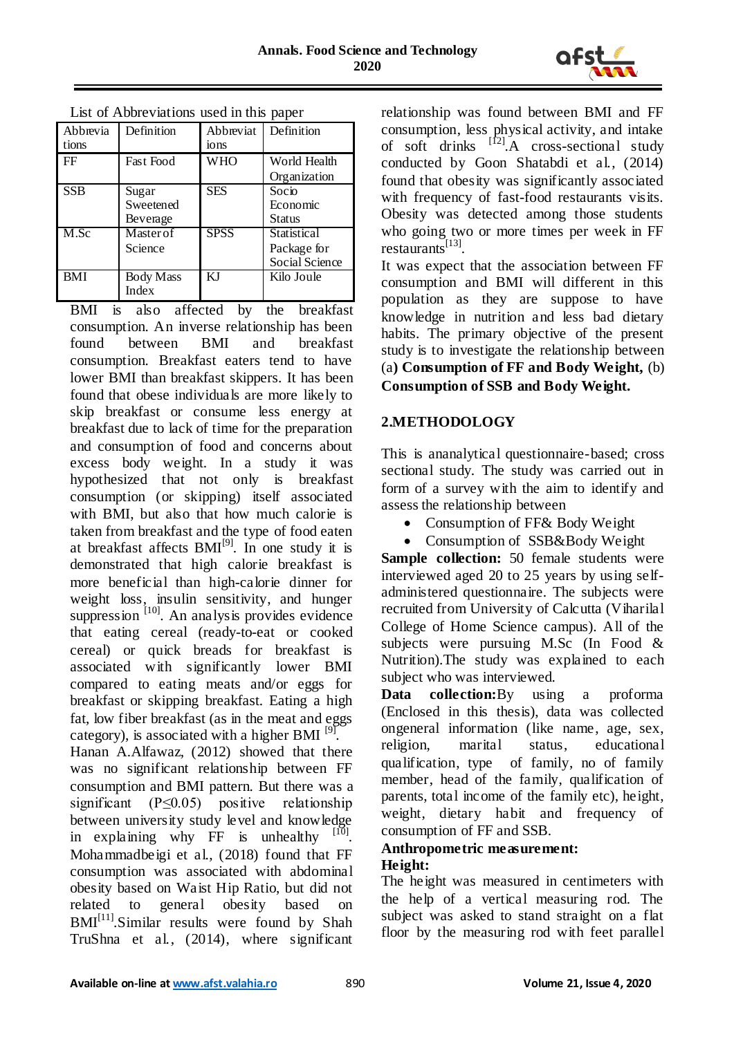List of Abbreviations used in this paper

| Abbrevia tions | Definition | Abbreviat ions | Definition |
|---|---|---|---|
| FF | Fast Food | WHO | World Health Organization |
| SSB | Sugar Sweetened Beverage | SES | Socio Economic Status |
| M.Sc | Master of Science | SPSS | Statistical Package for Social Science |
| BMI | Body Mass Index | KJ | Kilo Joule |

BMI is also affected by the breakfast consumption. An inverse relationship has been found between BMI and breakfast consumption. Breakfast eaters tend to have lower BMI than breakfast skippers. It has been found that obese individuals are more likely to skip breakfast or consume less energy at breakfast due to lack of time for the preparation and consumption of food and concerns about excess body weight. In a study it was hypothesized that not only is breakfast consumption (or skipping) itself associated with BMI, but also that how much calorie is taken from breakfast and the type of food eaten at breakfast affects BMI[9]. In one study it is demonstrated that high calorie breakfast is more beneficial than high-calorie dinner for weight loss, insulin sensitivity, and hunger suppression [10]. An analysis provides evidence that eating cereal (ready-to-eat or cooked cereal) or quick breads for breakfast is associated with significantly lower BMI compared to eating meats and/or eggs for breakfast or skipping breakfast. Eating a high fat, low fiber breakfast (as in the meat and eggs category), is associated with a higher BMI [9].

Hanan A.Alfawaz, (2012) showed that there was no significant relationship between FF consumption and BMI pattern. But there was a significant ($P \leq 0.05$) positive relationship between university study level and knowledge in explaining why FF is unhealthy [10]. Mohammadbeigi et al., (2018) found that FF consumption was associated with abdominal obesity based on Waist Hip Ratio, but did not related to general obesity based on BMI[11].Similar results were found by Shah TruShna et al., (2014), where significant relationship was found between BMI and FF consumption, less physical activity, and intake of soft drinks [12].A cross-sectional study conducted by Goon Shatabdi et al., (2014) found that obesity was significantly associated with frequency of fast-food restaurants visits. Obesity was detected among those students who going two or more times per week in FF restaurants[13].

It was expect that the association between FF consumption and BMI will different in this population as they are suppose to have knowledge in nutrition and less bad dietary habits. The primary objective of the present study is to investigate the relationship between (a**) Consumption of FF and Body Weight,** (b) **Consumption of SSB and Body Weight.**

## 2.METHODOLOGY

This is ananalytical questionnaire-based; cross sectional study. The study was carried out in form of a survey with the aim to identify and assess the relationship between

- Consumption of FF& Body Weight
- Consumption of SSB&Body Weight

**Sample collection:** 50 female students were interviewed aged 20 to 25 years by using self-administered questionnaire. The subjects were recruited from University of Calcutta (Viharilal College of Home Science campus). All of the subjects were pursuing M.Sc (In Food & Nutrition).The study was explained to each subject who was interviewed.

**Data collection:**By using a proforma (Enclosed in this thesis), data was collected ongeneral information (like name, age, sex, religion, marital status, educational qualification, type of family, no of family member, head of the family, qualification of parents, total income of the family etc), height, weight, dietary habit and frequency of consumption of FF and SSB.

**Anthropometric measurement:**

**Height:**

The height was measured in centimeters with the help of a vertical measuring rod. The subject was asked to stand straight on a flat floor by the measuring rod with feet parallel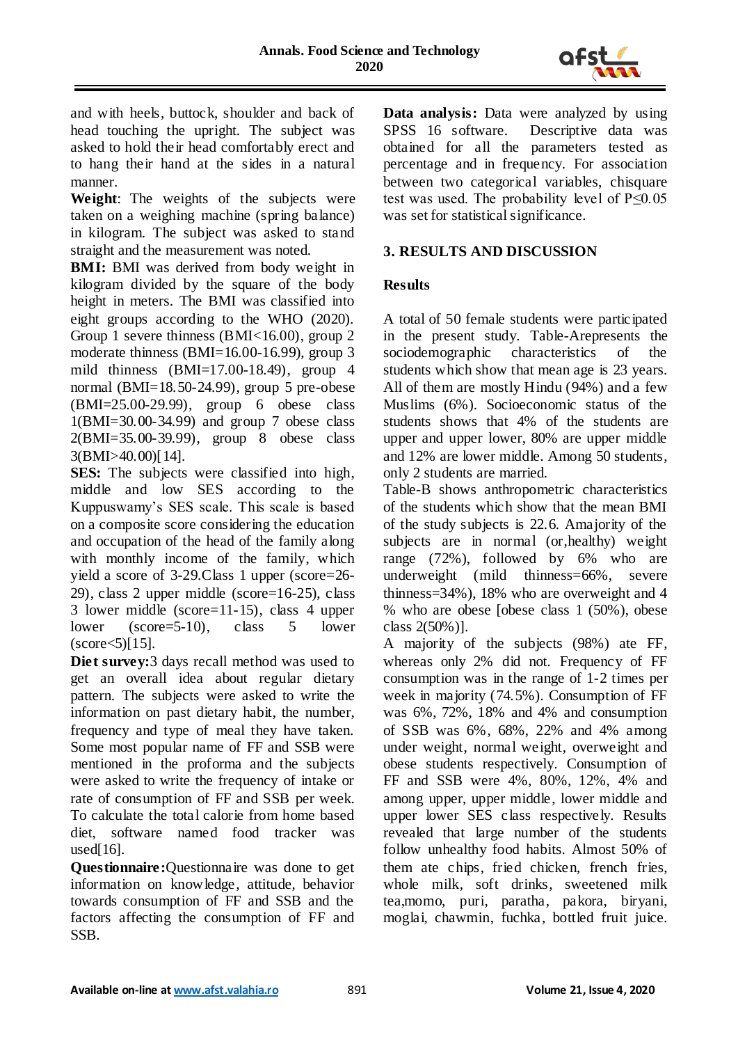and with heels, buttock, shoulder and back of head touching the upright. The subject was asked to hold their head comfortably erect and to hang their hand at the sides in a natural manner.

**Weight**: The weights of the subjects were taken on a weighing machine (spring balance) in kilogram. The subject was asked to stand straight and the measurement was noted.

**BMI:** BMI was derived from body weight in kilogram divided by the square of the body height in meters. The BMI was classified into eight groups according to the WHO (2020). Group 1 severe thinness (BMI<16.00), group 2 moderate thinness (BMI=16.00-16.99), group 3 mild thinness (BMI=17.00-18.49), group 4 normal (BMI=18.50-24.99), group 5 pre-obese (BMI=25.00-29.99), group 6 obese class 1(BMI=30.00-34.99) and group 7 obese class 2(BMI=35.00-39.99), group 8 obese class 3(BMI>40.00)[14].

**SES:** The subjects were classified into high, middle and low SES according to the Kuppuswamy's SES scale. This scale is based on a composite score considering the education and occupation of the head of the family along with monthly income of the family, which yield a score of 3-29.Class 1 upper (score=26-29), class 2 upper middle (score=16-25), class 3 lower middle (score=11-15), class 4 upper lower (score=5-10), class 5 lower (score<5)[15].

**Diet survey:**3 days recall method was used to get an overall idea about regular dietary pattern. The subjects were asked to write the information on past dietary habit, the number, frequency and type of meal they have taken. Some most popular name of FF and SSB were mentioned in the proforma and the subjects were asked to write the frequency of intake or rate of consumption of FF and SSB per week. To calculate the total calorie from home based diet, software named food tracker was used[16].

**Questionnaire:**Questionnaire was done to get information on knowledge, attitude, behavior towards consumption of FF and SSB and the factors affecting the consumption of FF and SSB.

**Data analysis:** Data were analyzed by using SPSS 16 software. Descriptive data was obtained for all the parameters tested as percentage and in frequency. For association between two categorical variables, chisquare test was used. The probability level of $P \leq 0.05$ was set for statistical significance.

## 3. RESULTS AND DISCUSSION

### Results

A total of 50 female students were participated in the present study. Table-Arepresents the sociodemographic characteristics of the students which show that mean age is 23 years. All of them are mostly Hindu (94%) and a few Muslims (6%). Socioeconomic status of the students shows that 4% of the students are upper and upper lower, 80% are upper middle and 12% are lower middle. Among 50 students, only 2 students are married.

Table-B shows anthropometric characteristics of the students which show that the mean BMI of the study subjects is 22.6. Amajority of the subjects are in normal (or,healthy) weight range (72%), followed by 6% who are underweight (mild thinness=66%, severe thinness=34%), 18% who are overweight and 4 % who are obese [obese class 1 (50%), obese class 2(50%)].

A majority of the subjects (98%) ate FF, whereas only 2% did not. Frequency of FF consumption was in the range of 1-2 times per week in majority (74.5%). Consumption of FF was 6%, 72%, 18% and 4% and consumption of SSB was 6%, 68%, 22% and 4% among under weight, normal weight, overweight and obese students respectively. Consumption of FF and SSB were 4%, 80%, 12%, 4% and among upper, upper middle, lower middle and upper lower SES class respectively. Results revealed that large number of the students follow unhealthy food habits. Almost 50% of them ate chips, fried chicken, french fries, whole milk, soft drinks, sweetened milk tea,momo, puri, paratha, pakora, biryani, moglai, chawmin, fuchka, bottled fruit juice.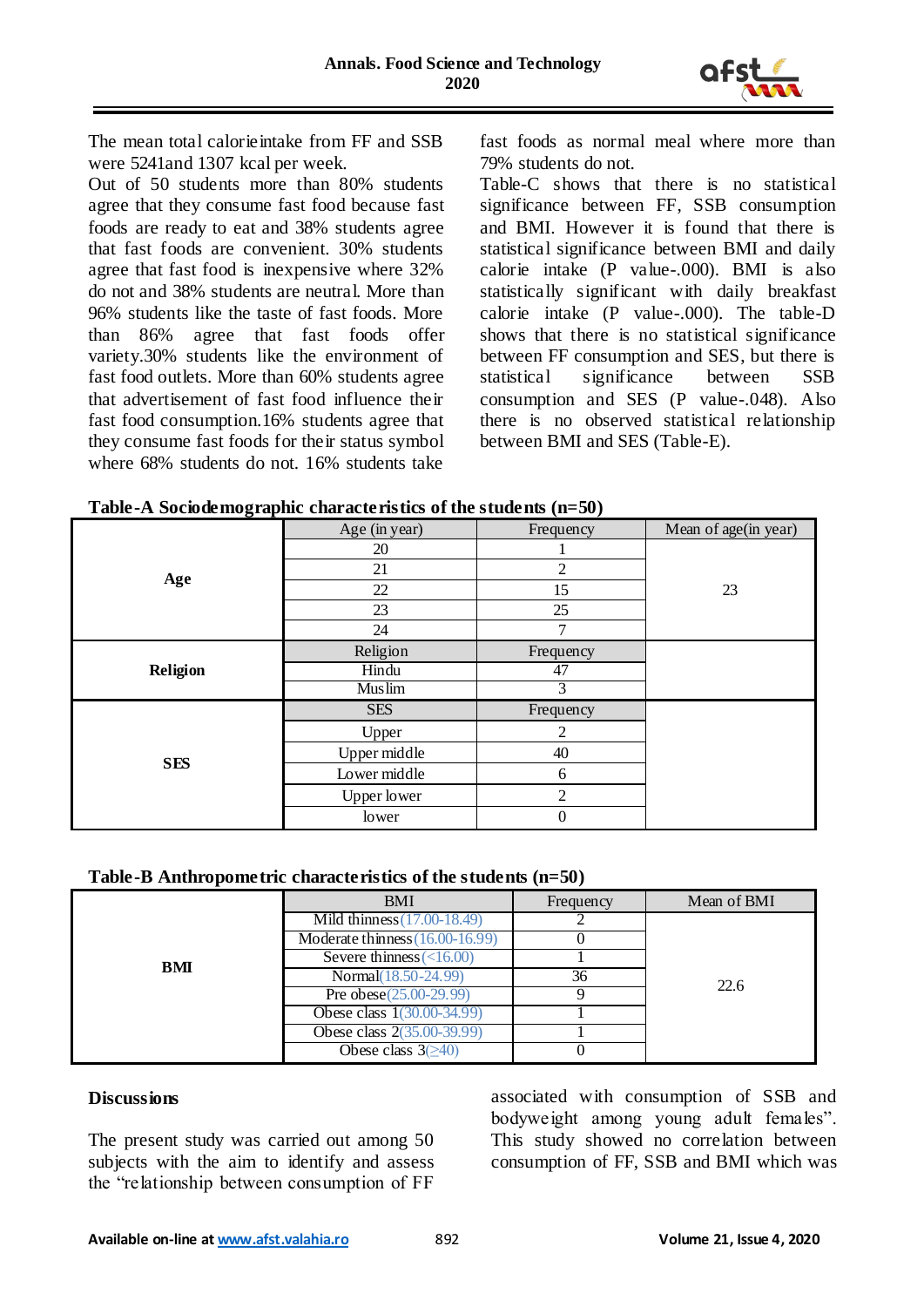The mean total calorieintake from FF and SSB were 5241and 1307 kcal per week.

Out of 50 students more than 80% students agree that they consume fast food because fast foods are ready to eat and 38% students agree that fast foods are convenient. 30% students agree that fast food is inexpensive where 32% do not and 38% students are neutral. More than 96% students like the taste of fast foods. More than 86% agree that fast foods offer variety.30% students like the environment of fast food outlets. More than 60% students agree that advertisement of fast food influence their fast food consumption.16% students agree that they consume fast foods for their status symbol where 68% students do not. 16% students take fast foods as normal meal where more than 79% students do not.

Table-C shows that there is no statistical significance between FF, SSB consumption and BMI. However it is found that there is statistical significance between BMI and daily calorie intake (P value-.000). BMI is also statistically significant with daily breakfast calorie intake (P value-.000). The table-D shows that there is no statistical significance between FF consumption and SES, but there is statistical significance between SSB consumption and SES (P value-.048). Also there is no observed statistical relationship between BMI and SES (Table-E).

**Table-A Sociodemographic characteristics of the students (n=50)**

| | Age (in year) | Frequency | Mean of age(in year) |
|---|---|---|---|
| **Age** | 20 | 1 | 23 |
| | 21 | 2 | |
| | 22 | 15 | |
| | 23 | 25 | |
| | 24 | 7 | |
| **Religion** | Religion | Frequency | |
| | Hindu | 47 | |
| | Muslim | 3 | |
| **SES** | SES | Frequency | |
| | Upper | 2 | |
| | Upper middle | 40 | |
| | Lower middle | 6 | |
| | Upper lower | 2 | |
| | lower | 0 | |

**Table-B Anthropometric characteristics of the students (n=50)**

| | BMI | Frequency | Mean of BMI |
|---|---|---|---|
| **BMI** | Mild thinness(17.00-18.49) | 2 | 22.6 |
| | Moderate thinness(16.00-16.99) | 0 | |
| | Severe thinness(<16.00) | 1 | |
| | Normal(18.50-24.99) | 36 | |
| | Pre obese(25.00-29.99) | 9 | |
| | Obese class 1(30.00-34.99) | 1 | |
| | Obese class 2(35.00-39.99) | 1 | |
| | Obese class 3(≥40) | 0 | |

## Discussions

The present study was carried out among 50 subjects with the aim to identify and assess the "relationship between consumption of FF associated with consumption of SSB and bodyweight among young adult females". This study showed no correlation between consumption of FF, SSB and BMI which was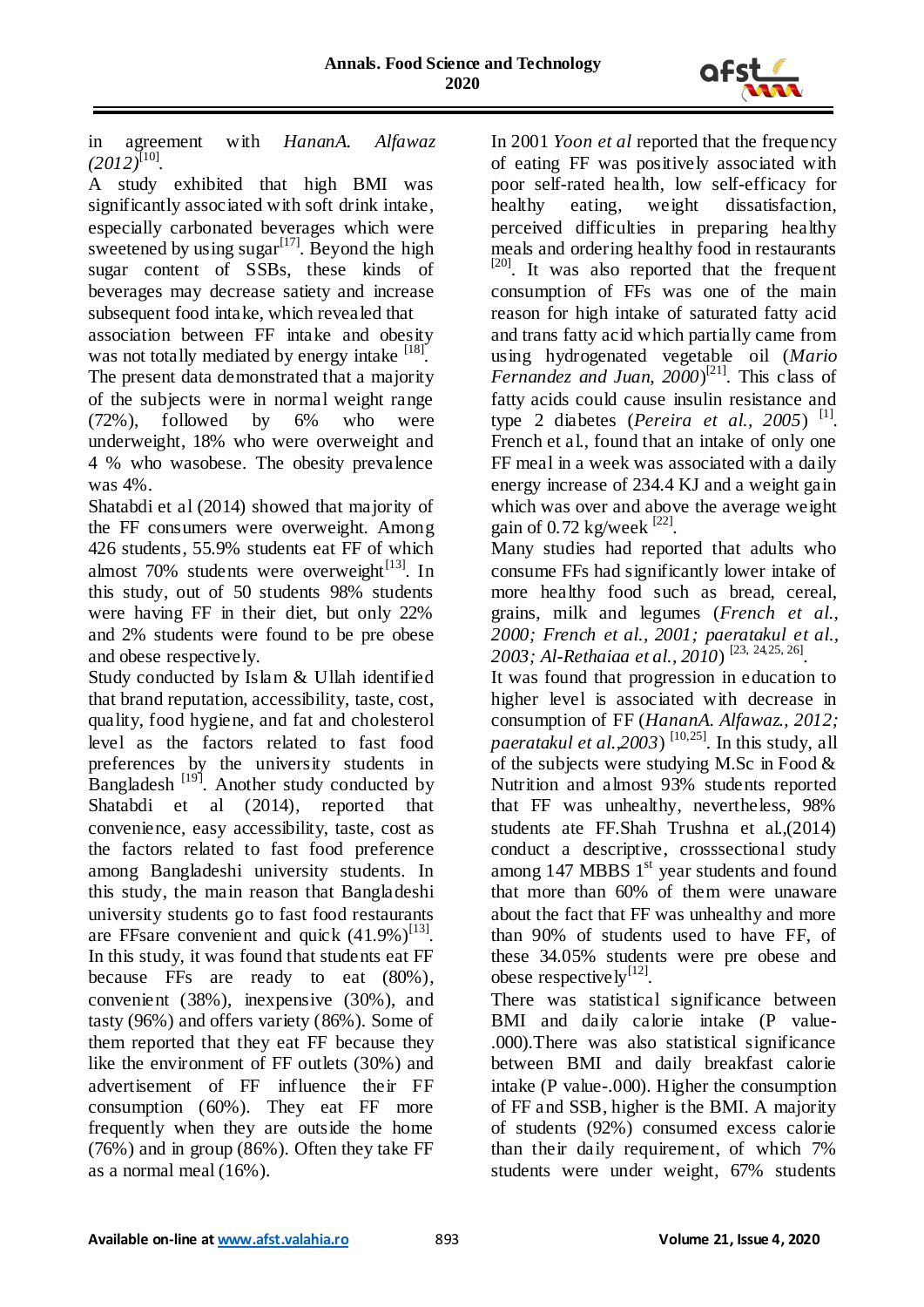in agreement with *HananA. Alfawaz (2012)*[10].

A study exhibited that high BMI was significantly associated with soft drink intake, especially carbonated beverages which were sweetened by using sugar[17]. Beyond the high sugar content of SSBs, these kinds of beverages may decrease satiety and increase subsequent food intake, which revealed that association between FF intake and obesity was not totally mediated by energy intake [18].

The present data demonstrated that a majority of the subjects were in normal weight range (72%), followed by 6% who were underweight, 18% who were overweight and 4 % who wasobese. The obesity prevalence was 4%.

Shatabdi et al (2014) showed that majority of the FF consumers were overweight. Among 426 students, 55.9% students eat FF of which almost 70% students were overweight[13]. In this study, out of 50 students 98% students were having FF in their diet, but only 22% and 2% students were found to be pre obese and obese respectively.

Study conducted by Islam & Ullah identified that brand reputation, accessibility, taste, cost, quality, food hygiene, and fat and cholesterol level as the factors related to fast food preferences by the university students in Bangladesh [19]. Another study conducted by Shatabdi et al (2014), reported that convenience, easy accessibility, taste, cost as the factors related to fast food preference among Bangladeshi university students. In this study, the main reason that Bangladeshi university students go to fast food restaurants are FFsare convenient and quick (41.9%)[13]. In this study, it was found that students eat FF because FFs are ready to eat (80%), convenient (38%), inexpensive (30%), and tasty (96%) and offers variety (86%). Some of them reported that they eat FF because they like the environment of FF outlets (30%) and advertisement of FF influence their FF consumption (60%). They eat FF more frequently when they are outside the home (76%) and in group (86%). Often they take FF as a normal meal (16%).

In 2001 *Yoon et al* reported that the frequency of eating FF was positively associated with poor self-rated health, low self-efficacy for healthy eating, weight dissatisfaction, perceived difficulties in preparing healthy meals and ordering healthy food in restaurants [20]. It was also reported that the frequent consumption of FFs was one of the main reason for high intake of saturated fatty acid and trans fatty acid which partially came from using hydrogenated vegetable oil (*Mario Fernandez and Juan, 2000*)[21]. This class of fatty acids could cause insulin resistance and type 2 diabetes (*Pereira et al., 2005*) [1]. French et al., found that an intake of only one FF meal in a week was associated with a daily energy increase of 234.4 KJ and a weight gain which was over and above the average weight gain of 0.72 kg/week [22].

Many studies had reported that adults who consume FFs had significantly lower intake of more healthy food such as bread, cereal, grains, milk and legumes (*French et al., 2000; French et al., 2001; paeratakul et al., 2003; Al-Rethaiaa et al., 2010*) [23, 24,25, 26].

It was found that progression in education to higher level is associated with decrease in consumption of FF (*HananA. Alfawaz., 2012; paeratakul et al.,2003*) [10,25]. In this study, all of the subjects were studying M.Sc in Food & Nutrition and almost 93% students reported that FF was unhealthy, nevertheless, 98% students ate FF.Shah Trushna et al.,(2014) conduct a descriptive, crosssectional study among 147 MBBS 1st year students and found that more than 60% of them were unaware about the fact that FF was unhealthy and more than 90% of students used to have FF, of these 34.05% students were pre obese and obese respectively[12].

There was statistical significance between BMI and daily calorie intake (P value-.000).There was also statistical significance between BMI and daily breakfast calorie intake (P value-.000). Higher the consumption of FF and SSB, higher is the BMI. A majority of students (92%) consumed excess calorie than their daily requirement, of which 7% students were under weight, 67% students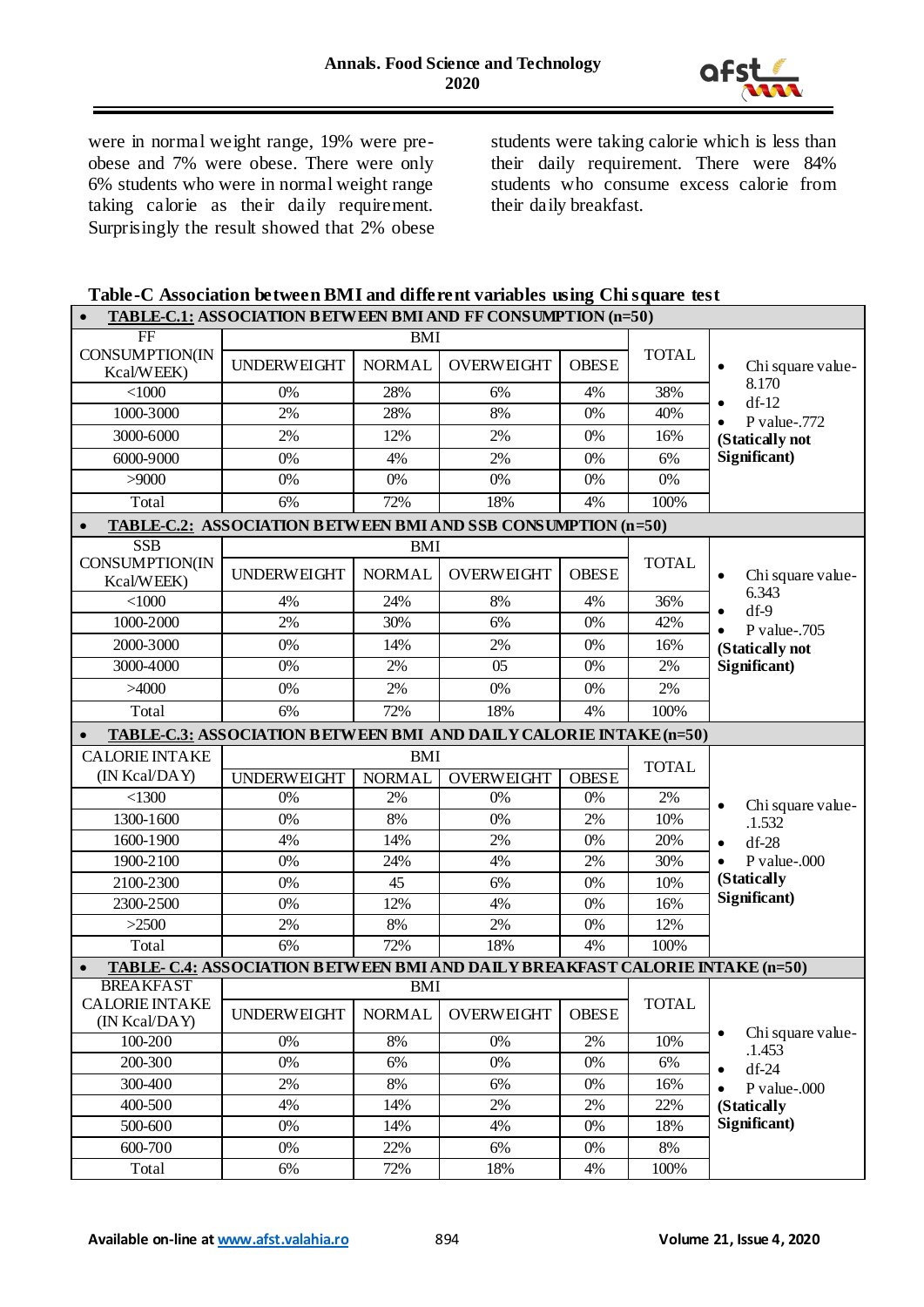were in normal weight range, 19% were pre-obese and 7% were obese. There were only 6% students who were in normal weight range taking calorie as their daily requirement. Surprisingly the result showed that 2% obese students were taking calorie which is less than their daily requirement. There were 84% students who consume excess calorie from their daily breakfast.

**Table-C Association between BMI and different variables using Chi square test**

**TABLE-C.1: ASSOCIATION BETWEEN BMI AND FF CONSUMPTION (n=50)**

| FF CONSUMPTION(IN Kcal/WEEK) | BMI | | | | TOTAL | |
|---|---|---|---|---|---|---|
| | UNDERWEIGHT | NORMAL | OVERWEIGHT | OBESE | | |
| <1000 | 0% | 28% | 6% | 4% | 38% | • Chi square value-8.170 • df-12 • P value-.772 **(Statically not Significant)** |
| 1000-3000 | 2% | 28% | 8% | 0% | 40% | |
| 3000-6000 | 2% | 12% | 2% | 0% | 16% | |
| 6000-9000 | 0% | 4% | 2% | 0% | 6% | |
| >9000 | 0% | 0% | 0% | 0% | 0% | |
| Total | 6% | 72% | 18% | 4% | 100% | |

**TABLE-C.2: ASSOCIATION BETWEEN BMI AND SSB CONSUMPTION (n=50)**

| SSB CONSUMPTION(IN Kcal/WEEK) | BMI | | | | TOTAL | |
|---|---|---|---|---|---|---|
| | UNDERWEIGHT | NORMAL | OVERWEIGHT | OBESE | | |
| <1000 | 4% | 24% | 8% | 4% | 36% | • Chi square value-6.343 • df-9 • P value-.705 **(Statically not Significant)** |
| 1000-2000 | 2% | 30% | 6% | 0% | 42% | |
| 2000-3000 | 0% | 14% | 2% | 0% | 16% | |
| 3000-4000 | 0% | 2% | 05 | 0% | 2% | |
| >4000 | 0% | 2% | 0% | 0% | 2% | |
| Total | 6% | 72% | 18% | 4% | 100% | |

**TABLE-C.3: ASSOCIATION BETWEEN BMI AND DAILY CALORIE INTAKE (n=50)**

| CALORIE INTAKE (IN Kcal/DAY) | BMI | | | | TOTAL | |
|---|---|---|---|---|---|---|
| | UNDERWEIGHT | NORMAL | OVERWEIGHT | OBESE | | |
| <1300 | 0% | 2% | 0% | 0% | 2% | • Chi square value-.1.532 • df-28 • P value-.000 **(Statically Significant)** |
| 1300-1600 | 0% | 8% | 0% | 2% | 10% | |
| 1600-1900 | 4% | 14% | 2% | 0% | 20% | |
| 1900-2100 | 0% | 24% | 4% | 2% | 30% | |
| 2100-2300 | 0% | 45 | 6% | 0% | 10% | |
| 2300-2500 | 0% | 12% | 4% | 0% | 16% | |
| >2500 | 2% | 8% | 2% | 0% | 12% | |
| Total | 6% | 72% | 18% | 4% | 100% | |

**TABLE- C.4: ASSOCIATION BETWEEN BMI AND DAILY BREAKFAST CALORIE INTAKE (n=50)**

| BREAKFAST CALORIE INTAKE (IN Kcal/DAY) | BMI | | | | TOTAL | |
|---|---|---|---|---|---|---|
| | UNDERWEIGHT | NORMAL | OVERWEIGHT | OBESE | | |
| 100-200 | 0% | 8% | 0% | 2% | 10% | • Chi square value-.1.453 • df-24 • P value-.000 **(Statically Significant)** |
| 200-300 | 0% | 6% | 0% | 0% | 6% | |
| 300-400 | 2% | 8% | 6% | 0% | 16% | |
| 400-500 | 4% | 14% | 2% | 2% | 22% | |
| 500-600 | 0% | 14% | 4% | 0% | 18% | |
| 600-700 | 0% | 22% | 6% | 0% | 8% | |
| Total | 6% | 72% | 18% | 4% | 100% | |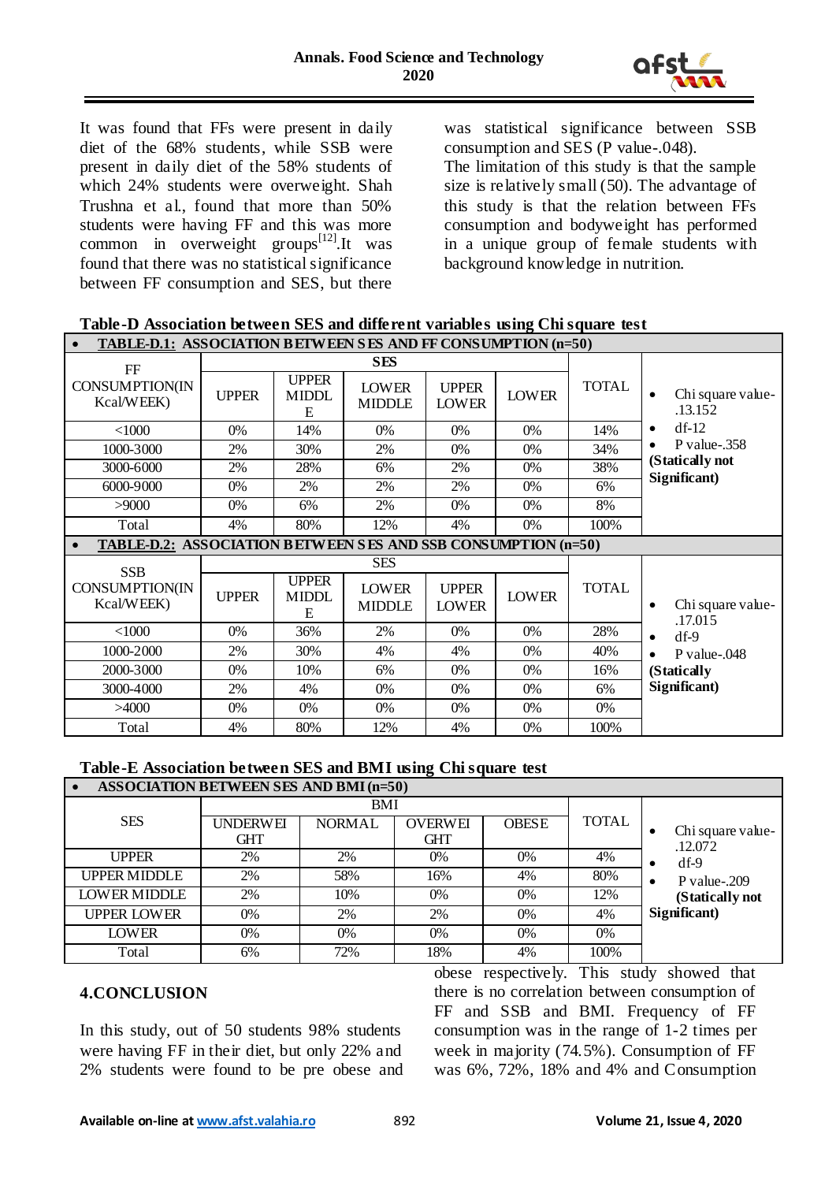It was found that FFs were present in daily diet of the 68% students, while SSB were present in daily diet of the 58% students of which 24% students were overweight. Shah Trushna et al., found that more than 50% students were having FF and this was more common in overweight groups[12].It was found that there was no statistical significance between FF consumption and SES, but there was statistical significance between SSB consumption and SES (P value-.048).

The limitation of this study is that the sample size is relatively small (50). The advantage of this study is that the relation between FFs consumption and bodyweight has performed in a unique group of female students with background knowledge in nutrition.

**Table-D Association between SES and different variables using Chi square test**

**TABLE-D.1: ASSOCIATION BETWEEN SES AND FF CONSUMPTION (n=50)**

| FF CONSUMPTION(IN Kcal/WEEK) | SES | | | | | TOTAL | |
|---|---|---|---|---|---|---|---|
| | UPPER | UPPER MIDDLE | LOWER MIDDLE | UPPER LOWER | LOWER | | |
| <1000 | 0% | 14% | 0% | 0% | 0% | 14% | • Chi square value-.13.152 • df-12 • P value-.358 **(Statically not Significant)** |
| 1000-3000 | 2% | 30% | 2% | 0% | 0% | 34% | |
| 3000-6000 | 2% | 28% | 6% | 2% | 0% | 38% | |
| 6000-9000 | 0% | 2% | 2% | 2% | 0% | 6% | |
| >9000 | 0% | 6% | 2% | 0% | 0% | 8% | |
| Total | 4% | 80% | 12% | 4% | 0% | 100% | |

**TABLE-D.2: ASSOCIATION BETWEEN SES AND SSB CONSUMPTION (n=50)**

| SSB CONSUMPTION(IN Kcal/WEEK) | SES | | | | | TOTAL | |
|---|---|---|---|---|---|---|---|
| | UPPER | UPPER MIDDLE | LOWER MIDDLE | UPPER LOWER | LOWER | | |
| <1000 | 0% | 36% | 2% | 0% | 0% | 28% | • Chi square value-.17.015 • df-9 • P value-.048 **(Statically Significant)** |
| 1000-2000 | 2% | 30% | 4% | 4% | 0% | 40% | |
| 2000-3000 | 0% | 10% | 6% | 0% | 0% | 16% | |
| 3000-4000 | 2% | 4% | 0% | 0% | 0% | 6% | |
| >4000 | 0% | 0% | 0% | 0% | 0% | 0% | |
| Total | 4% | 80% | 12% | 4% | 0% | 100% | |

**Table-E Association between SES and BMI using Chi square test**

**ASSOCIATION BETWEEN SES AND BMI (n=50)**

| SES | BMI | | | | TOTAL | |
|---|---|---|---|---|---|---|
| | UNDERWEIGHT | NORMAL | OVERWEIGHT | OBESE | | |
| UPPER | 2% | 2% | 0% | 0% | 4% | • Chi square value-.12.072 • df-9 • P value-.209 **(Statically not Significant)** |
| UPPER MIDDLE | 2% | 58% | 16% | 4% | 80% | |
| LOWER MIDDLE | 2% | 10% | 0% | 0% | 12% | |
| UPPER LOWER | 0% | 2% | 2% | 0% | 4% | |
| LOWER | 0% | 0% | 0% | 0% | 0% | |
| Total | 6% | 72% | 18% | 4% | 100% | |

## 4.CONCLUSION

In this study, out of 50 students 98% students were having FF in their diet, but only 22% and 2% students were found to be pre obese and obese respectively. This study showed that there is no correlation between consumption of FF and SSB and BMI. Frequency of FF consumption was in the range of 1-2 times per week in majority (74.5%). Consumption of FF was 6%, 72%, 18% and 4% and Consumption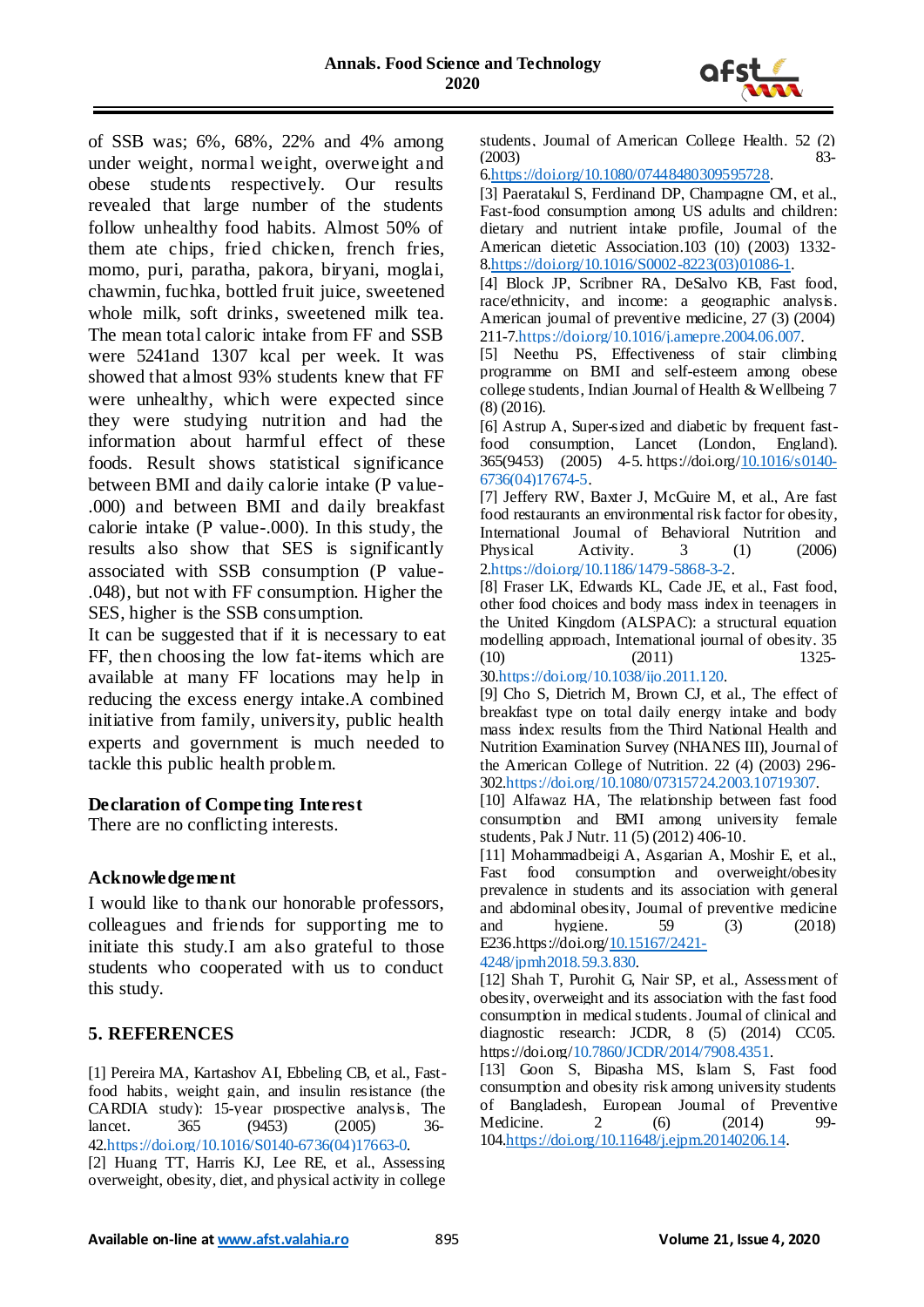of SSB was; 6%, 68%, 22% and 4% among under weight, normal weight, overweight and obese students respectively. Our results revealed that large number of the students follow unhealthy food habits. Almost 50% of them ate chips, fried chicken, french fries, momo, puri, paratha, pakora, biryani, moglai, chawmin, fuchka, bottled fruit juice, sweetened whole milk, soft drinks, sweetened milk tea. The mean total caloric intake from FF and SSB were 5241and 1307 kcal per week. It was showed that almost 93% students knew that FF were unhealthy, which were expected since they were studying nutrition and had the information about harmful effect of these foods. Result shows statistical significance between BMI and daily calorie intake (P value-.000) and between BMI and daily breakfast calorie intake (P value-.000). In this study, the results also show that SES is significantly associated with SSB consumption (P value-.048), but not with FF consumption. Higher the SES, higher is the SSB consumption.

It can be suggested that if it is necessary to eat FF, then choosing the low fat-items which are available at many FF locations may help in reducing the excess energy intake.A combined initiative from family, university, public health experts and government is much needed to tackle this public health problem.

## Declaration of Competing Interest

There are no conflicting interests.

## Acknowledgement

I would like to thank our honorable professors, colleagues and friends for supporting me to initiate this study.I am also grateful to those students who cooperated with us to conduct this study.

## 5. REFERENCES

[1] Pereira MA, Kartashov AI, Ebbeling CB, et al., Fast-food habits, weight gain, and insulin resistance (the CARDIA study): 15-year prospective analysis, The lancet. 365 (9453) (2005) 36-42.https://doi.org/10.1016/S0140-6736(04)17663-0.

[2] Huang TT, Harris KJ, Lee RE, et al., Assessing overweight, obesity, diet, and physical activity in college students, Journal of American College Health. 52 (2) (2003) 83-6.https://doi.org/10.1080/07448480309595728.

[3] Paeratakul S, Ferdinand DP, Champagne CM, et al., Fast-food consumption among US adults and children: dietary and nutrient intake profile, Journal of the American dietetic Association.103 (10) (2003) 1332-8.https://doi.org/10.1016/S0002-8223(03)01086-1.

[4] Block JP, Scribner RA, DeSalvo KB, Fast food, race/ethnicity, and income: a geographic analysis. American journal of preventive medicine, 27 (3) (2004) 211-7.https://doi.org/10.1016/j.amepre.2004.06.007.

[5] Neethu PS, Effectiveness of stair climbing programme on BMI and self-esteem among obese college students, Indian Journal of Health & Wellbeing 7 (8) (2016).

[6] Astrup A, Super-sized and diabetic by frequent fast-food consumption, Lancet (London, England). 365(9453) (2005) 4-5. https://doi.org/10.1016/s0140-6736(04)17674-5.

[7] Jeffery RW, Baxter J, McGuire M, et al., Are fast food restaurants an environmental risk factor for obesity, International Journal of Behavioral Nutrition and Physical Activity. 3 (1) (2006) 2.https://doi.org/10.1186/1479-5868-3-2.

[8] Fraser LK, Edwards KL, Cade JE, et al., Fast food, other food choices and body mass index in teenagers in the United Kingdom (ALSPAC): a structural equation modelling approach, International journal of obesity. 35 (10) (2011) 1325-30.https://doi.org/10.1038/ijo.2011.120.

[9] Cho S, Dietrich M, Brown CJ, et al., The effect of breakfast type on total daily energy intake and body mass index: results from the Third National Health and Nutrition Examination Survey (NHANES III), Journal of the American College of Nutrition. 22 (4) (2003) 296-302.https://doi.org/10.1080/07315724.2003.10719307.

[10] Alfawaz HA, The relationship between fast food consumption and BMI among university female students, Pak J Nutr. 11 (5) (2012) 406-10.

[11] Mohammadbeigi A, Asgarian A, Moshir E, et al., Fast food consumption and overweight/obesity prevalence in students and its association with general and abdominal obesity, Journal of preventive medicine and hygiene. 59 (3) (2018) E236.https://doi.org/10.15167/2421-4248/jpmh2018.59.3.830.

[12] Shah T, Purohit G, Nair SP, et al., Assessment of obesity, overweight and its association with the fast food consumption in medical students. Journal of clinical and diagnostic research: JCDR, 8 (5) (2014) CC05. https://doi.org/10.7860/JCDR/2014/7908.4351.

[13] Goon S, Bipasha MS, Islam S, Fast food consumption and obesity risk among university students of Bangladesh, European Journal of Preventive Medicine. 2 (6) (2014) 99-104.https://doi.org/10.11648/j.ejpm.20140206.14.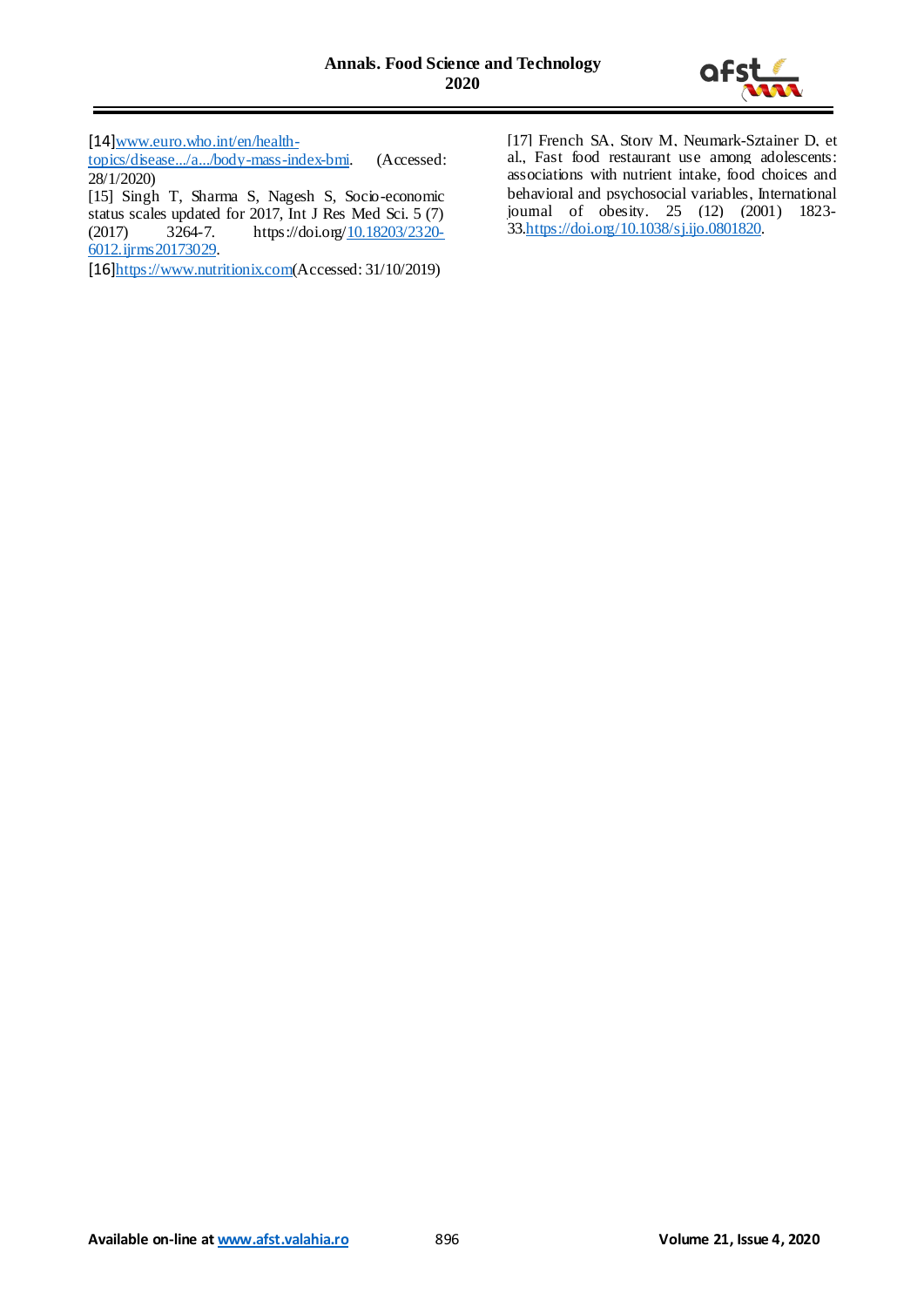[14]www.euro.who.int/en/health-topics/disease.../a.../body-mass-index-bmi. (Accessed: 28/1/2020)

[15] Singh T, Sharma S, Nagesh S, Socio-economic status scales updated for 2017, Int J Res Med Sci. 5 (7) (2017) 3264-7. https://doi.org/10.18203/2320-6012.ijrms20173029.

[16]https://www.nutritionix.com(Accessed: 31/10/2019)

[17] French SA, Story M, Neumark-Sztainer D, et al., Fast food restaurant use among adolescents: associations with nutrient intake, food choices and behavioral and psychosocial variables, International journal of obesity. 25 (12) (2001) 1823-33.https://doi.org/10.1038/sj.ijo.0801820.